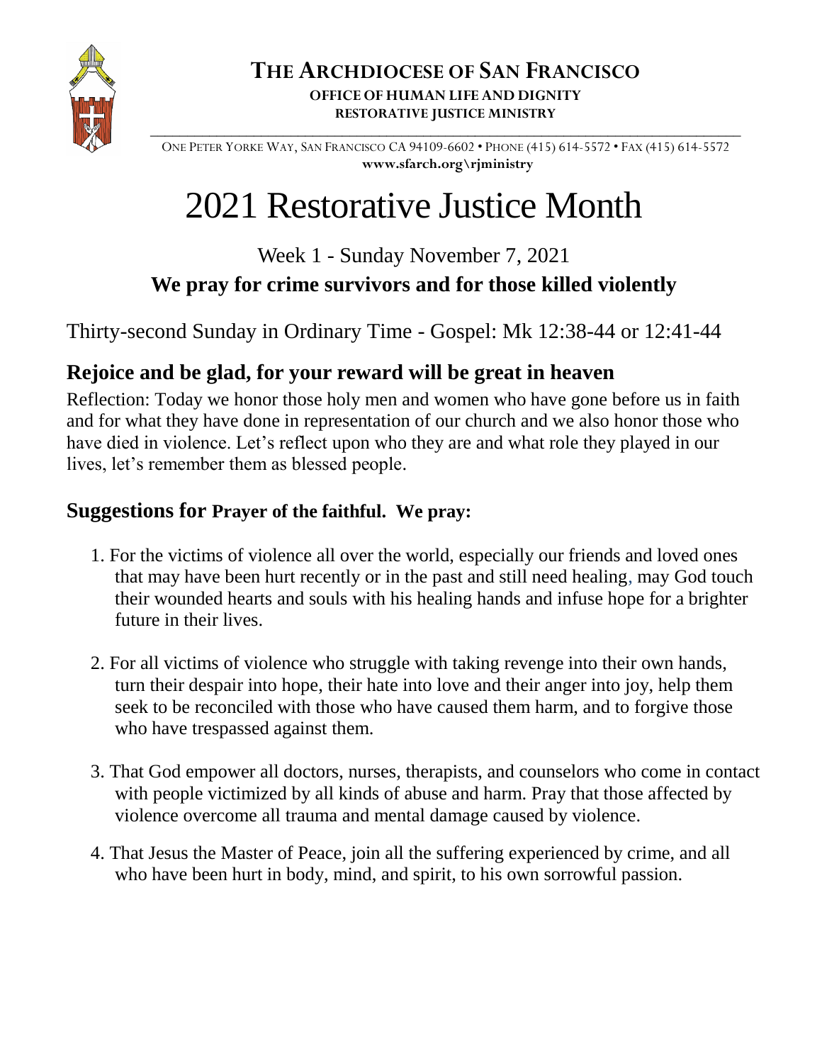**THE ARCHDIOCESE OF SAN FRANCISCO**

**OFFICE OF HUMAN LIFE AND DIGNITY**

**RESTORATIVE JUSTICE MINISTRY**

ONE PETER YORKE WAY, SAN FRANCISCO CA 94109-6602 • PHONE (415) 614-5572 • FAX (415) 614-5572

**www.sfarch.org\rjministry**

# 2021 Restorative Justice Month

Week 1 - Sunday November 7, 2021

**We pray for crime survivors and for those killed violently**

Thirty-second Sunday in Ordinary Time - Gospel: Mk 12:38-44 or 12:41-44

## Rejoice and be glad, for your reward will be great in heaven

Reflection: Today we honor those holy men and women who have gone before us in faith and for what they have done in representation of our church and we also honor those who have died in violence. Let's reflect upon who they are and what role they played in our lives, let's remember them as blessed people.

## Suggestions for Prayer of the faithful. We pray:

1. For the victims of violence all over the world, especially our friends and loved ones that may have been hurt recently or in the past and still need healing, may God touch their wounded hearts and souls with his healing hands and infuse hope for a brighter future in their lives.

2. For all victims of violence who struggle with taking revenge into their own hands, turn their despair into hope, their hate into love and their anger into joy, help them seek to be reconciled with those who have caused them harm, and to forgive those who have trespassed against them.

3. That God empower all doctors, nurses, therapists, and counselors who come in contact with people victimized by all kinds of abuse and harm. Pray that those affected by violence overcome all trauma and mental damage caused by violence.

4. That Jesus the Master of Peace, join all the suffering experienced by crime, and all who have been hurt in body, mind, and spirit, to his own sorrowful passion.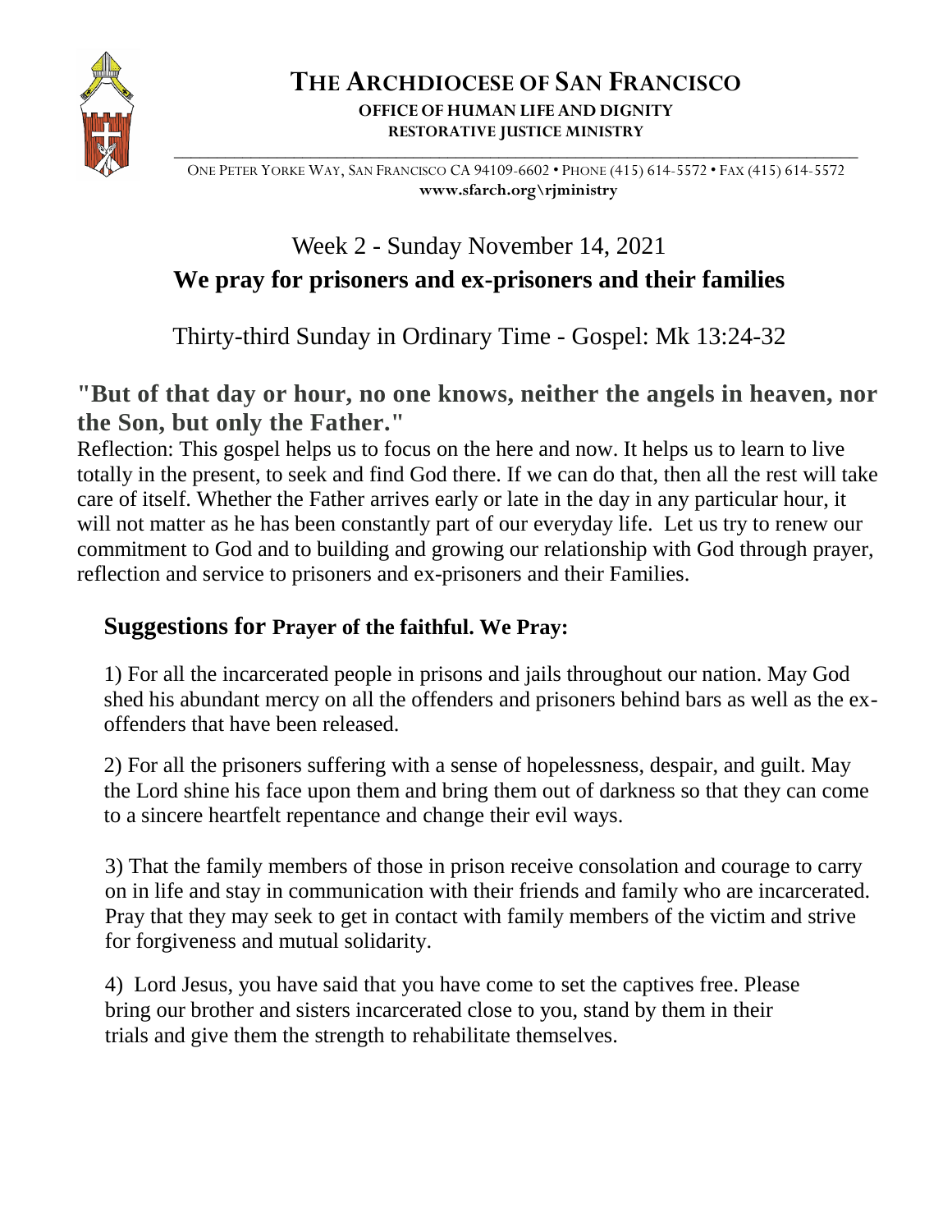# THE ARCHDIOCESE OF SAN FRANCISCO

**OFFICE OF HUMAN LIFE AND DIGNITY**
**RESTORATIVE JUSTICE MINISTRY**

ONE PETER YORKE WAY, SAN FRANCISCO CA 94109-6602 • PHONE (415) 614-5572 • FAX (415) 614-5572
**www.sfarch.org\rjministry**

## Week 2 - Sunday November 14, 2021

## We pray for prisoners and ex-prisoners and their families

Thirty-third Sunday in Ordinary Time - Gospel: Mk 13:24-32

### "But of that day or hour, no one knows, neither the angels in heaven, nor the Son, but only the Father."

Reflection: This gospel helps us to focus on the here and now. It helps us to learn to live totally in the present, to seek and find God there. If we can do that, then all the rest will take care of itself. Whether the Father arrives early or late in the day in any particular hour, it will not matter as he has been constantly part of our everyday life. Let us try to renew our commitment to God and to building and growing our relationship with God through prayer, reflection and service to prisoners and ex-prisoners and their Families.

### Suggestions for Prayer of the faithful. We Pray:

1) For all the incarcerated people in prisons and jails throughout our nation. May God shed his abundant mercy on all the offenders and prisoners behind bars as well as the ex-offenders that have been released.

2) For all the prisoners suffering with a sense of hopelessness, despair, and guilt. May the Lord shine his face upon them and bring them out of darkness so that they can come to a sincere heartfelt repentance and change their evil ways.

3) That the family members of those in prison receive consolation and courage to carry on in life and stay in communication with their friends and family who are incarcerated. Pray that they may seek to get in contact with family members of the victim and strive for forgiveness and mutual solidarity.

4) Lord Jesus, you have said that you have come to set the captives free. Please bring our brother and sisters incarcerated close to you, stand by them in their trials and give them the strength to rehabilitate themselves.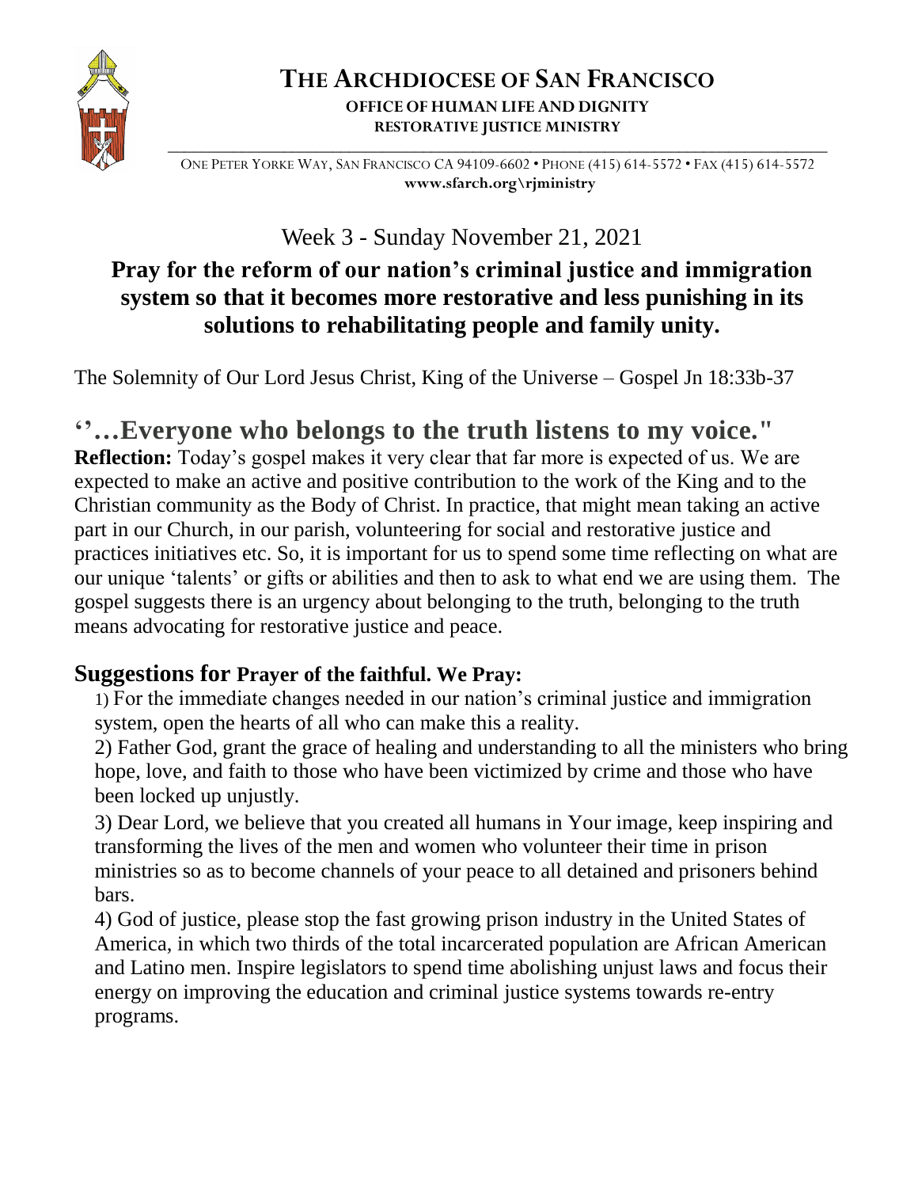# THE ARCHDIOCESE OF SAN FRANCISCO

**OFFICE OF HUMAN LIFE AND DIGNITY**
**RESTORATIVE JUSTICE MINISTRY**

ONE PETER YORKE WAY, SAN FRANCISCO CA 94109-6602 • PHONE (415) 614-5572 • FAX (415) 614-5572
**www.sfarch.org\rjministry**

Week 3 - Sunday November 21, 2021

## Pray for the reform of our nation's criminal justice and immigration system so that it becomes more restorative and less punishing in its solutions to rehabilitating people and family unity.

The Solemnity of Our Lord Jesus Christ, King of the Universe – Gospel Jn 18:33b-37

## ''…Everyone who belongs to the truth listens to my voice."

**Reflection:** Today's gospel makes it very clear that far more is expected of us. We are expected to make an active and positive contribution to the work of the King and to the Christian community as the Body of Christ. In practice, that might mean taking an active part in our Church, in our parish, volunteering for social and restorative justice and practices initiatives etc. So, it is important for us to spend some time reflecting on what are our unique 'talents' or gifts or abilities and then to ask to what end we are using them. The gospel suggests there is an urgency about belonging to the truth, belonging to the truth means advocating for restorative justice and peace.

### Suggestions for Prayer of the faithful. We Pray:

1) For the immediate changes needed in our nation's criminal justice and immigration system, open the hearts of all who can make this a reality.

2) Father God, grant the grace of healing and understanding to all the ministers who bring hope, love, and faith to those who have been victimized by crime and those who have been locked up unjustly.

3) Dear Lord, we believe that you created all humans in Your image, keep inspiring and transforming the lives of the men and women who volunteer their time in prison ministries so as to become channels of your peace to all detained and prisoners behind bars.

4) God of justice, please stop the fast growing prison industry in the United States of America, in which two thirds of the total incarcerated population are African American and Latino men. Inspire legislators to spend time abolishing unjust laws and focus their energy on improving the education and criminal justice systems towards re-entry programs.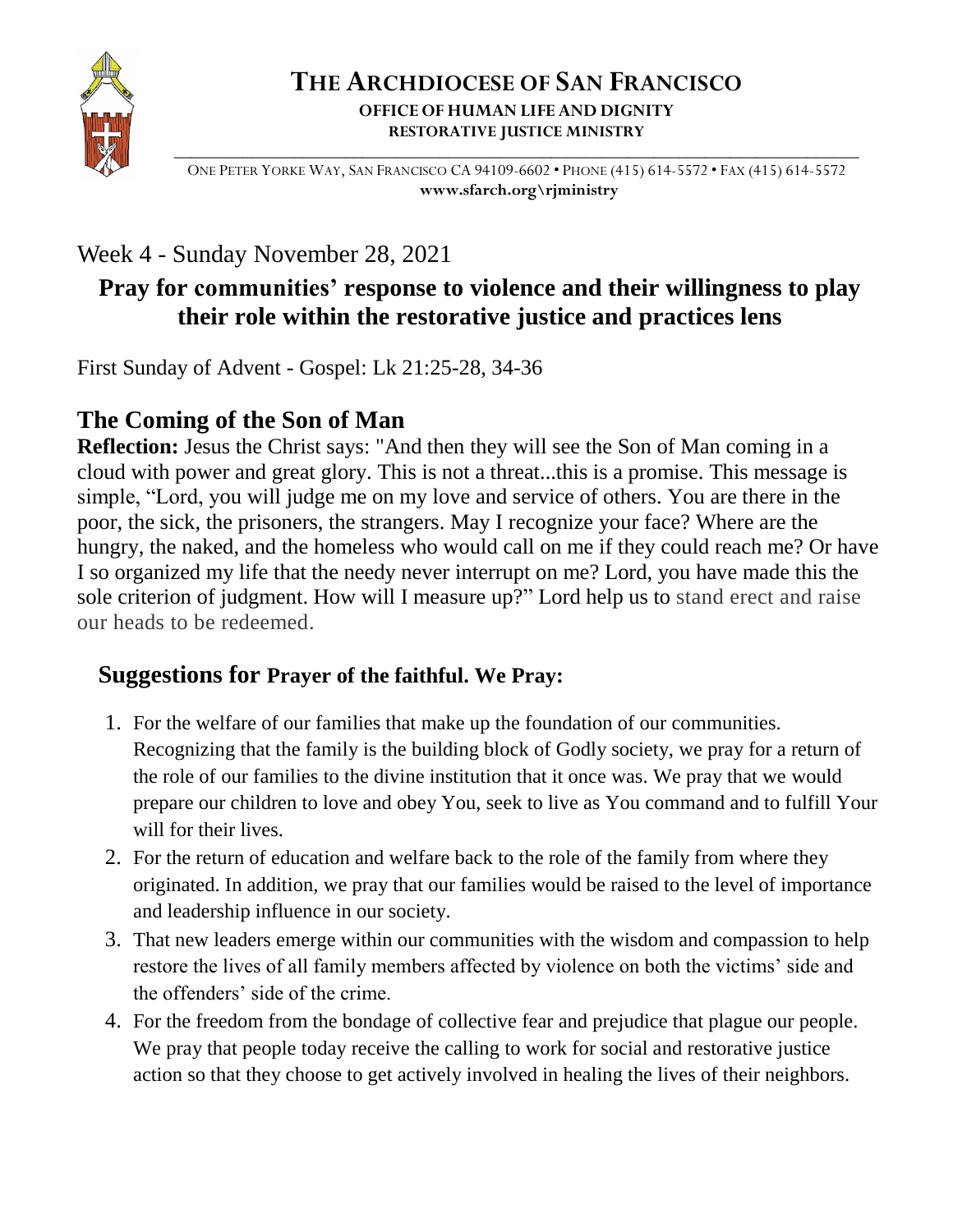# THE ARCHDIOCESE OF SAN FRANCISCO

**OFFICE OF HUMAN LIFE AND DIGNITY**
**RESTORATIVE JUSTICE MINISTRY**

ONE PETER YORKE WAY, SAN FRANCISCO CA 94109-6602 • PHONE (415) 614-5572 • FAX (415) 614-5572
**www.sfarch.org\rjministry**

Week 4 - Sunday November 28, 2021

## Pray for communities' response to violence and their willingness to play their role within the restorative justice and practices lens

First Sunday of Advent - Gospel: Lk 21:25-28, 34-36

## The Coming of the Son of Man

**Reflection:** Jesus the Christ says: "And then they will see the Son of Man coming in a cloud with power and great glory. This is not a threat...this is a promise. This message is simple, "Lord, you will judge me on my love and service of others. You are there in the poor, the sick, the prisoners, the strangers. May I recognize your face? Where are the hungry, the naked, and the homeless who would call on me if they could reach me? Or have I so organized my life that the needy never interrupt on me? Lord, you have made this the sole criterion of judgment. How will I measure up?" Lord help us to stand erect and raise our heads to be redeemed.

### Suggestions for Prayer of the faithful. We Pray:

1. For the welfare of our families that make up the foundation of our communities. Recognizing that the family is the building block of Godly society, we pray for a return of the role of our families to the divine institution that it once was. We pray that we would prepare our children to love and obey You, seek to live as You command and to fulfill Your will for their lives.
2. For the return of education and welfare back to the role of the family from where they originated. In addition, we pray that our families would be raised to the level of importance and leadership influence in our society.
3. That new leaders emerge within our communities with the wisdom and compassion to help restore the lives of all family members affected by violence on both the victims' side and the offenders' side of the crime.
4. For the freedom from the bondage of collective fear and prejudice that plague our people. We pray that people today receive the calling to work for social and restorative justice action so that they choose to get actively involved in healing the lives of their neighbors.